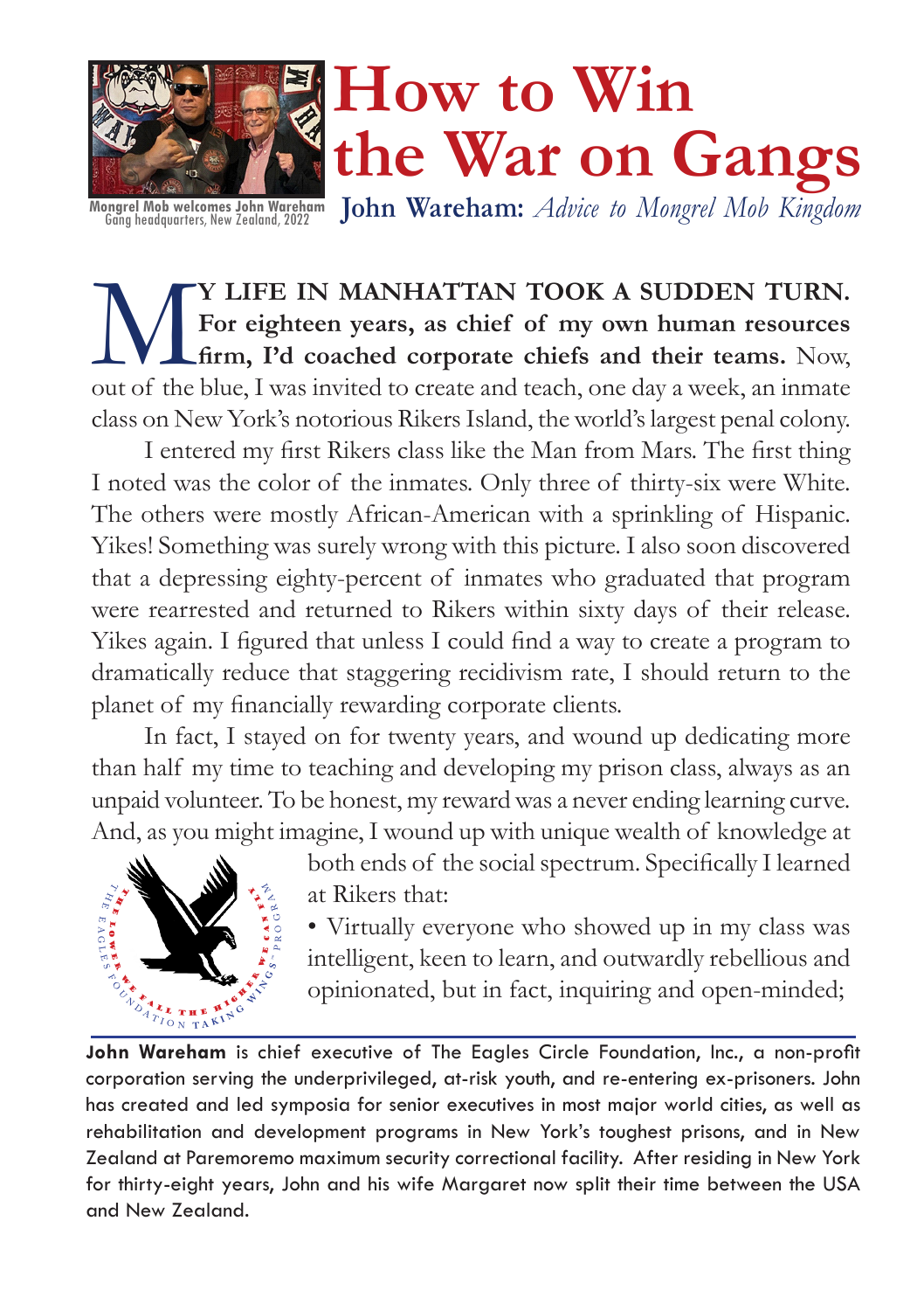# How to Win the War on Gangs

Mongrel Mob welcomes John Wareham
Gang headquarters, New Zealand, 2022

**John Wareham:** *Advice to Mongrel Mob Kingdom*

**MY LIFE IN MANHATTAN TOOK A SUDDEN TURN. For eighteen years, as chief of my own human resources firm, I'd coached corporate chiefs and their teams.** Now, out of the blue, I was invited to create and teach, one day a week, an inmate class on New York's notorious Rikers Island, the world's largest penal colony.

I entered my first Rikers class like the Man from Mars. The first thing I noted was the color of the inmates. Only three of thirty-six were White. The others were mostly African-American with a sprinkling of Hispanic. Yikes! Something was surely wrong with this picture. I also soon discovered that a depressing eighty-percent of inmates who graduated that program were rearrested and returned to Rikers within sixty days of their release. Yikes again. I figured that unless I could find a way to create a program to dramatically reduce that staggering recidivism rate, I should return to the planet of my financially rewarding corporate clients.

In fact, I stayed on for twenty years, and wound up dedicating more than half my time to teaching and developing my prison class, always as an unpaid volunteer. To be honest, my reward was a never ending learning curve. And, as you might imagine, I wound up with unique wealth of knowledge at both ends of the social spectrum. Specifically I learned at Rikers that:

- Virtually everyone who showed up in my class was intelligent, keen to learn, and outwardly rebellious and opinionated, but in fact, inquiring and open-minded;

THE EAGLES FOUNDATION TAKING WINGS™ PROGRAM — THE LOWER WE FALL THE HIGHER WE CAN FLY

---

**John Wareham** is chief executive of The Eagles Circle Foundation, Inc., a non-profit corporation serving the underprivileged, at-risk youth, and re-entering ex-prisoners. John has created and led symposia for senior executives in most major world cities, as well as rehabilitation and development programs in New York's toughest prisons, and in New Zealand at Paremoremo maximum security correctional facility. After residing in New York for thirty-eight years, John and his wife Margaret now split their time between the USA and New Zealand.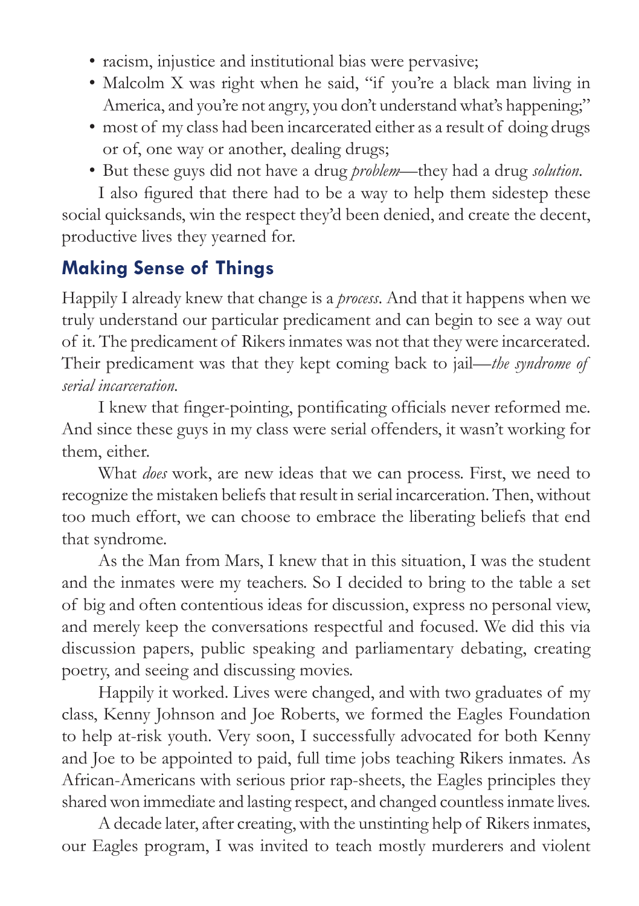- racism, injustice and institutional bias were pervasive;
- Malcolm X was right when he said, "if you're a black man living in America, and you're not angry, you don't understand what's happening;"
- most of my class had been incarcerated either as a result of doing drugs or of, one way or another, dealing drugs;
- But these guys did not have a drug *problem*—they had a drug *solution*.

I also figured that there had to be a way to help them sidestep these social quicksands, win the respect they'd been denied, and create the decent, productive lives they yearned for.

## Making Sense of Things

Happily I already knew that change is a *process*. And that it happens when we truly understand our particular predicament and can begin to see a way out of it. The predicament of Rikers inmates was not that they were incarcerated. Their predicament was that they kept coming back to jail—*the syndrome of serial incarceration*.

I knew that finger-pointing, pontificating officials never reformed me. And since these guys in my class were serial offenders, it wasn't working for them, either.

What *does* work, are new ideas that we can process. First, we need to recognize the mistaken beliefs that result in serial incarceration. Then, without too much effort, we can choose to embrace the liberating beliefs that end that syndrome.

As the Man from Mars, I knew that in this situation, I was the student and the inmates were my teachers. So I decided to bring to the table a set of big and often contentious ideas for discussion, express no personal view, and merely keep the conversations respectful and focused. We did this via discussion papers, public speaking and parliamentary debating, creating poetry, and seeing and discussing movies.

Happily it worked. Lives were changed, and with two graduates of my class, Kenny Johnson and Joe Roberts, we formed the Eagles Foundation to help at-risk youth. Very soon, I successfully advocated for both Kenny and Joe to be appointed to paid, full time jobs teaching Rikers inmates. As African-Americans with serious prior rap-sheets, the Eagles principles they shared won immediate and lasting respect, and changed countless inmate lives.

A decade later, after creating, with the unstinting help of Rikers inmates, our Eagles program, I was invited to teach mostly murderers and violent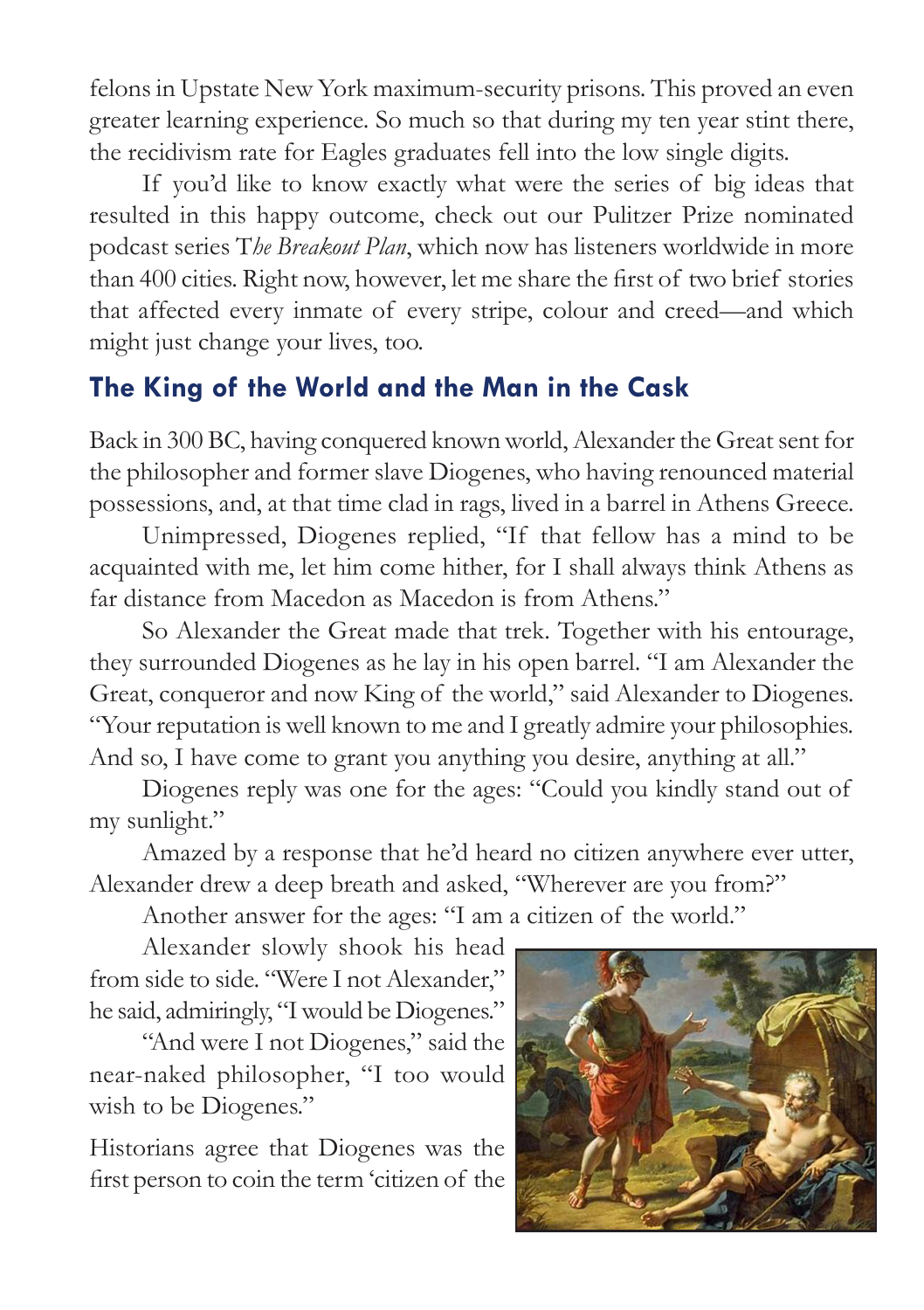felons in Upstate New York maximum-security prisons. This proved an even greater learning experience. So much so that during my ten year stint there, the recidivism rate for Eagles graduates fell into the low single digits.

If you'd like to know exactly what were the series of big ideas that resulted in this happy outcome, check out our Pulitzer Prize nominated podcast series T*he Breakout Plan*, which now has listeners worldwide in more than 400 cities. Right now, however, let me share the first of two brief stories that affected every inmate of every stripe, colour and creed—and which might just change your lives, too.

## The King of the World and the Man in the Cask

Back in 300 BC, having conquered known world, Alexander the Great sent for the philosopher and former slave Diogenes, who having renounced material possessions, and, at that time clad in rags, lived in a barrel in Athens Greece.

Unimpressed, Diogenes replied, "If that fellow has a mind to be acquainted with me, let him come hither, for I shall always think Athens as far distance from Macedon as Macedon is from Athens."

So Alexander the Great made that trek. Together with his entourage, they surrounded Diogenes as he lay in his open barrel. "I am Alexander the Great, conqueror and now King of the world," said Alexander to Diogenes. "Your reputation is well known to me and I greatly admire your philosophies. And so, I have come to grant you anything you desire, anything at all."

Diogenes reply was one for the ages: "Could you kindly stand out of my sunlight."

Amazed by a response that he'd heard no citizen anywhere ever utter, Alexander drew a deep breath and asked, "Wherever are you from?"

Another answer for the ages: "I am a citizen of the world."

Alexander slowly shook his head from side to side. "Were I not Alexander," he said, admiringly, "I would be Diogenes."

"And were I not Diogenes," said the near-naked philosopher, "I too would wish to be Diogenes."

Historians agree that Diogenes was the first person to coin the term 'citizen of the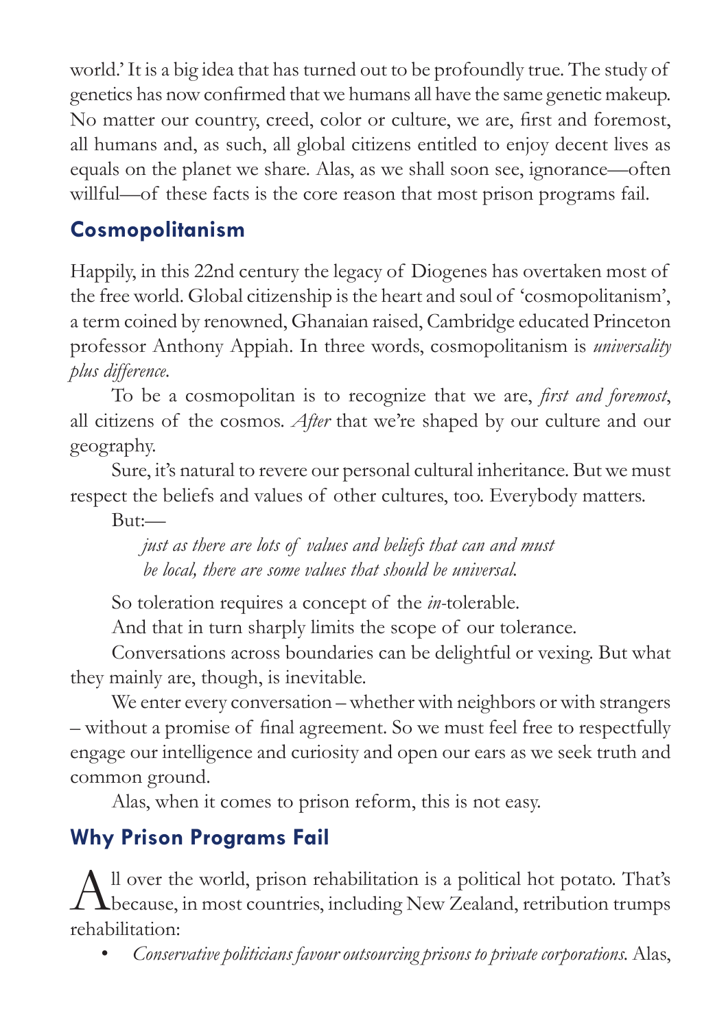world.' It is a big idea that has turned out to be profoundly true. The study of genetics has now confirmed that we humans all have the same genetic makeup. No matter our country, creed, color or culture, we are, first and foremost, all humans and, as such, all global citizens entitled to enjoy decent lives as equals on the planet we share. Alas, as we shall soon see, ignorance—often willful—of these facts is the core reason that most prison programs fail.

## Cosmopolitanism

Happily, in this 22nd century the legacy of Diogenes has overtaken most of the free world. Global citizenship is the heart and soul of 'cosmopolitanism', a term coined by renowned, Ghanaian raised, Cambridge educated Princeton professor Anthony Appiah. In three words, cosmopolitanism is *universality plus difference.*

To be a cosmopolitan is to recognize that we are, *first and foremost*, all citizens of the cosmos. *After* that we're shaped by our culture and our geography.

Sure, it's natural to revere our personal cultural inheritance. But we must respect the beliefs and values of other cultures, too. Everybody matters.

But:—

> *just as there are lots of values and beliefs that can and must be local, there are some values that should be universal.*

So toleration requires a concept of the *in*-tolerable.

And that in turn sharply limits the scope of our tolerance.

Conversations across boundaries can be delightful or vexing. But what they mainly are, though, is inevitable.

We enter every conversation – whether with neighbors or with strangers – without a promise of final agreement. So we must feel free to respectfully engage our intelligence and curiosity and open our ears as we seek truth and common ground.

Alas, when it comes to prison reform, this is not easy.

## Why Prison Programs Fail

All over the world, prison rehabilitation is a political hot potato. That's because, in most countries, including New Zealand, retribution trumps rehabilitation:

- *Conservative politicians favour outsourcing prisons to private corporations.* Alas,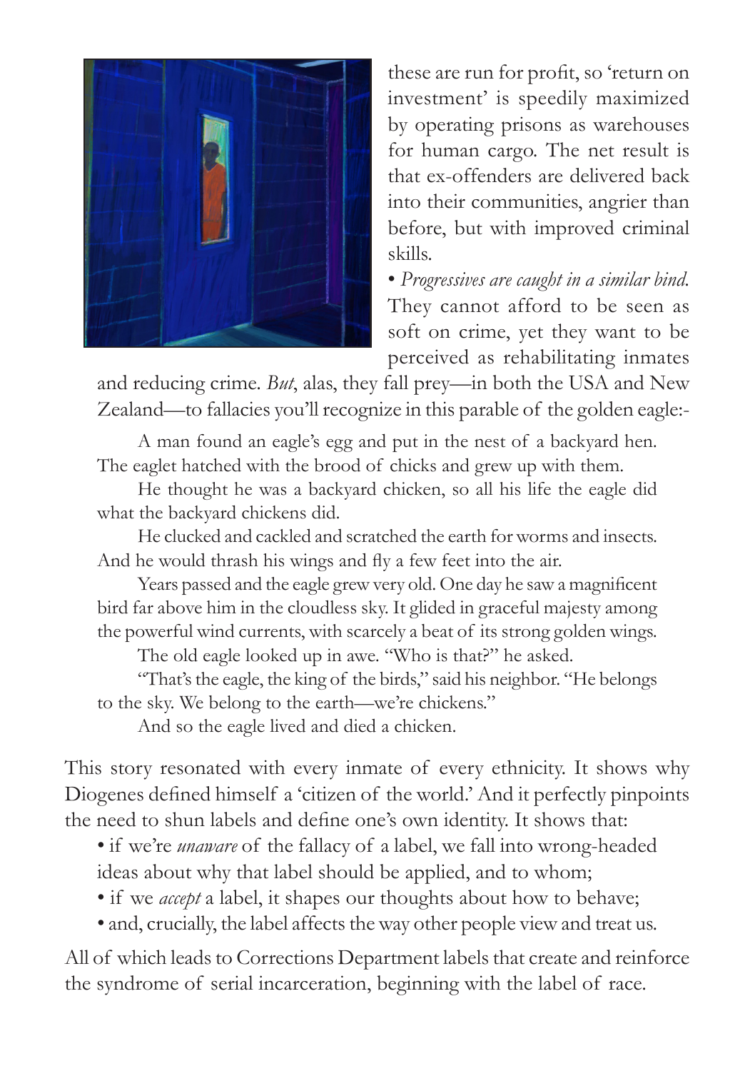these are run for profit, so 'return on investment' is speedily maximized by operating prisons as warehouses for human cargo. The net result is that ex-offenders are delivered back into their communities, angrier than before, but with improved criminal skills.

• *Progressives are caught in a similar bind.* They cannot afford to be seen as soft on crime, yet they want to be perceived as rehabilitating inmates and reducing crime. *But*, alas, they fall prey—in both the USA and New Zealand—to fallacies you'll recognize in this parable of the golden eagle:-

> A man found an eagle's egg and put in the nest of a backyard hen. The eaglet hatched with the brood of chicks and grew up with them.
>
> He thought he was a backyard chicken, so all his life the eagle did what the backyard chickens did.
>
> He clucked and cackled and scratched the earth for worms and insects. And he would thrash his wings and fly a few feet into the air.
>
> Years passed and the eagle grew very old. One day he saw a magnificent bird far above him in the cloudless sky. It glided in graceful majesty among the powerful wind currents, with scarcely a beat of its strong golden wings.
>
> The old eagle looked up in awe. "Who is that?" he asked.
>
> "That's the eagle, the king of the birds," said his neighbor. "He belongs to the sky. We belong to the earth—we're chickens."
>
> And so the eagle lived and died a chicken.

This story resonated with every inmate of every ethnicity. It shows why Diogenes defined himself a 'citizen of the world.' And it perfectly pinpoints the need to shun labels and define one's own identity. It shows that:

- if we're *unaware* of the fallacy of a label, we fall into wrong-headed ideas about why that label should be applied, and to whom;
- if we *accept* a label, it shapes our thoughts about how to behave;
- and, crucially, the label affects the way other people view and treat us.

All of which leads to Corrections Department labels that create and reinforce the syndrome of serial incarceration, beginning with the label of race.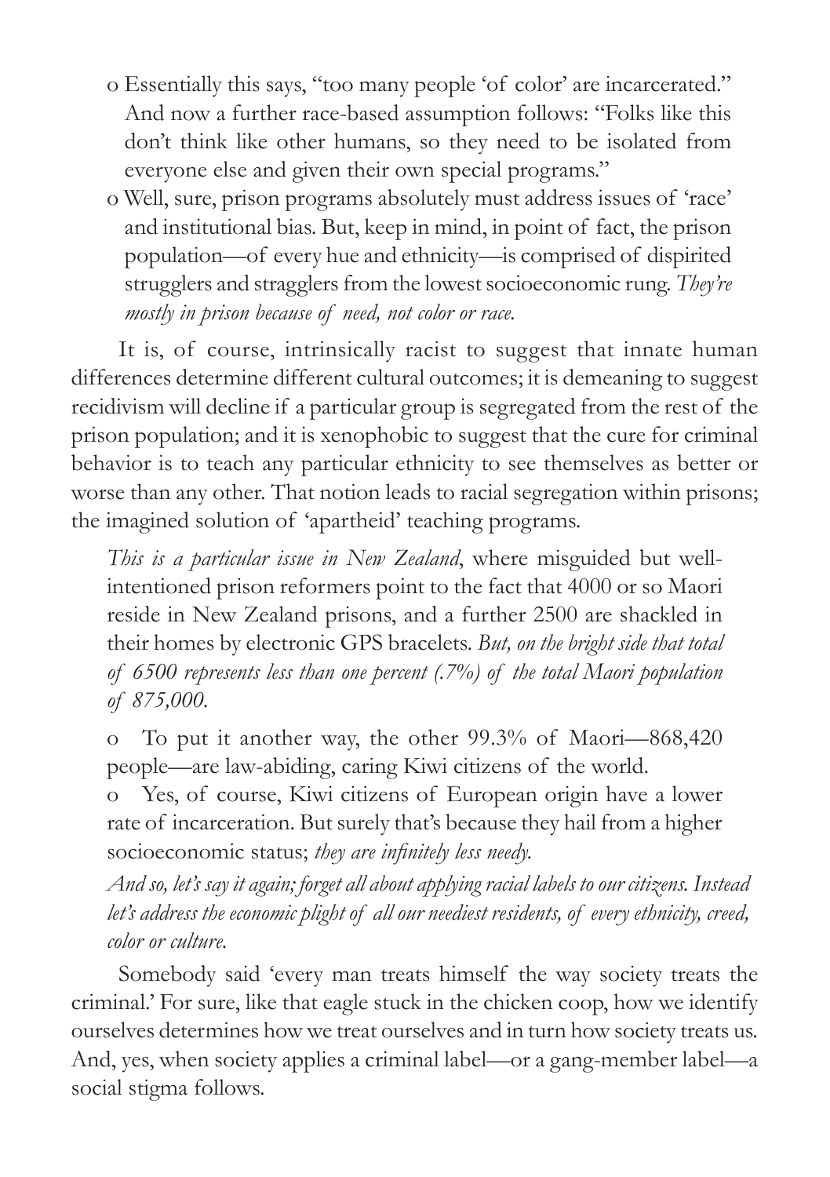- o Essentially this says, "too many people 'of color' are incarcerated." And now a further race-based assumption follows: "Folks like this don't think like other humans, so they need to be isolated from everyone else and given their own special programs."
- o Well, sure, prison programs absolutely must address issues of 'race' and institutional bias. But, keep in mind, in point of fact, the prison population—of every hue and ethnicity—is comprised of dispirited strugglers and stragglers from the lowest socioeconomic rung. *They're mostly in prison because of need, not color or race.*

It is, of course, intrinsically racist to suggest that innate human differences determine different cultural outcomes; it is demeaning to suggest recidivism will decline if a particular group is segregated from the rest of the prison population; and it is xenophobic to suggest that the cure for criminal behavior is to teach any particular ethnicity to see themselves as better or worse than any other. That notion leads to racial segregation within prisons; the imagined solution of 'apartheid' teaching programs.

*This is a particular issue in New Zealand*, where misguided but well-intentioned prison reformers point to the fact that 4000 or so Maori reside in New Zealand prisons, and a further 2500 are shackled in their homes by electronic GPS bracelets. *But, on the bright side that total of 6500 represents less than one percent (.7%) of the total Maori population of 875,000.*

o To put it another way, the other 99.3% of Maori—868,420 people—are law-abiding, caring Kiwi citizens of the world.

o Yes, of course, Kiwi citizens of European origin have a lower rate of incarceration. But surely that's because they hail from a higher socioeconomic status; *they are infinitely less needy.*

*And so, let's say it again; forget all about applying racial labels to our citizens. Instead let's address the economic plight of all our neediest residents, of every ethnicity, creed, color or culture.*

Somebody said 'every man treats himself the way society treats the criminal.' For sure, like that eagle stuck in the chicken coop, how we identify ourselves determines how we treat ourselves and in turn how society treats us. And, yes, when society applies a criminal label—or a gang-member label—a social stigma follows.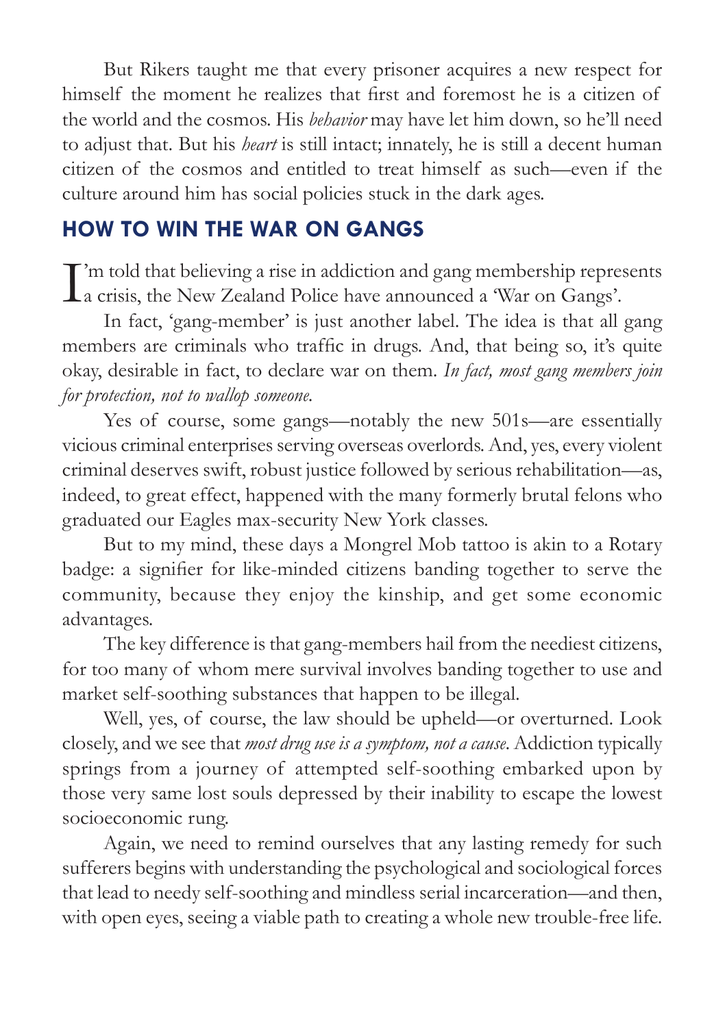But Rikers taught me that every prisoner acquires a new respect for himself the moment he realizes that first and foremost he is a citizen of the world and the cosmos. His *behavior* may have let him down, so he'll need to adjust that. But his *heart* is still intact; innately, he is still a decent human citizen of the cosmos and entitled to treat himself as such—even if the culture around him has social policies stuck in the dark ages.

## HOW TO WIN THE WAR ON GANGS

I'm told that believing a rise in addiction and gang membership represents a crisis, the New Zealand Police have announced a 'War on Gangs'.

In fact, 'gang-member' is just another label. The idea is that all gang members are criminals who traffic in drugs. And, that being so, it's quite okay, desirable in fact, to declare war on them. *In fact, most gang members join for protection, not to wallop someone.*

Yes of course, some gangs—notably the new 501s—are essentially vicious criminal enterprises serving overseas overlords. And, yes, every violent criminal deserves swift, robust justice followed by serious rehabilitation—as, indeed, to great effect, happened with the many formerly brutal felons who graduated our Eagles max-security New York classes.

But to my mind, these days a Mongrel Mob tattoo is akin to a Rotary badge: a signifier for like-minded citizens banding together to serve the community, because they enjoy the kinship, and get some economic advantages.

The key difference is that gang-members hail from the neediest citizens, for too many of whom mere survival involves banding together to use and market self-soothing substances that happen to be illegal.

Well, yes, of course, the law should be upheld—or overturned. Look closely, and we see that *most drug use is a symptom, not a cause*. Addiction typically springs from a journey of attempted self-soothing embarked upon by those very same lost souls depressed by their inability to escape the lowest socioeconomic rung.

Again, we need to remind ourselves that any lasting remedy for such sufferers begins with understanding the psychological and sociological forces that lead to needy self-soothing and mindless serial incarceration—and then, with open eyes, seeing a viable path to creating a whole new trouble-free life.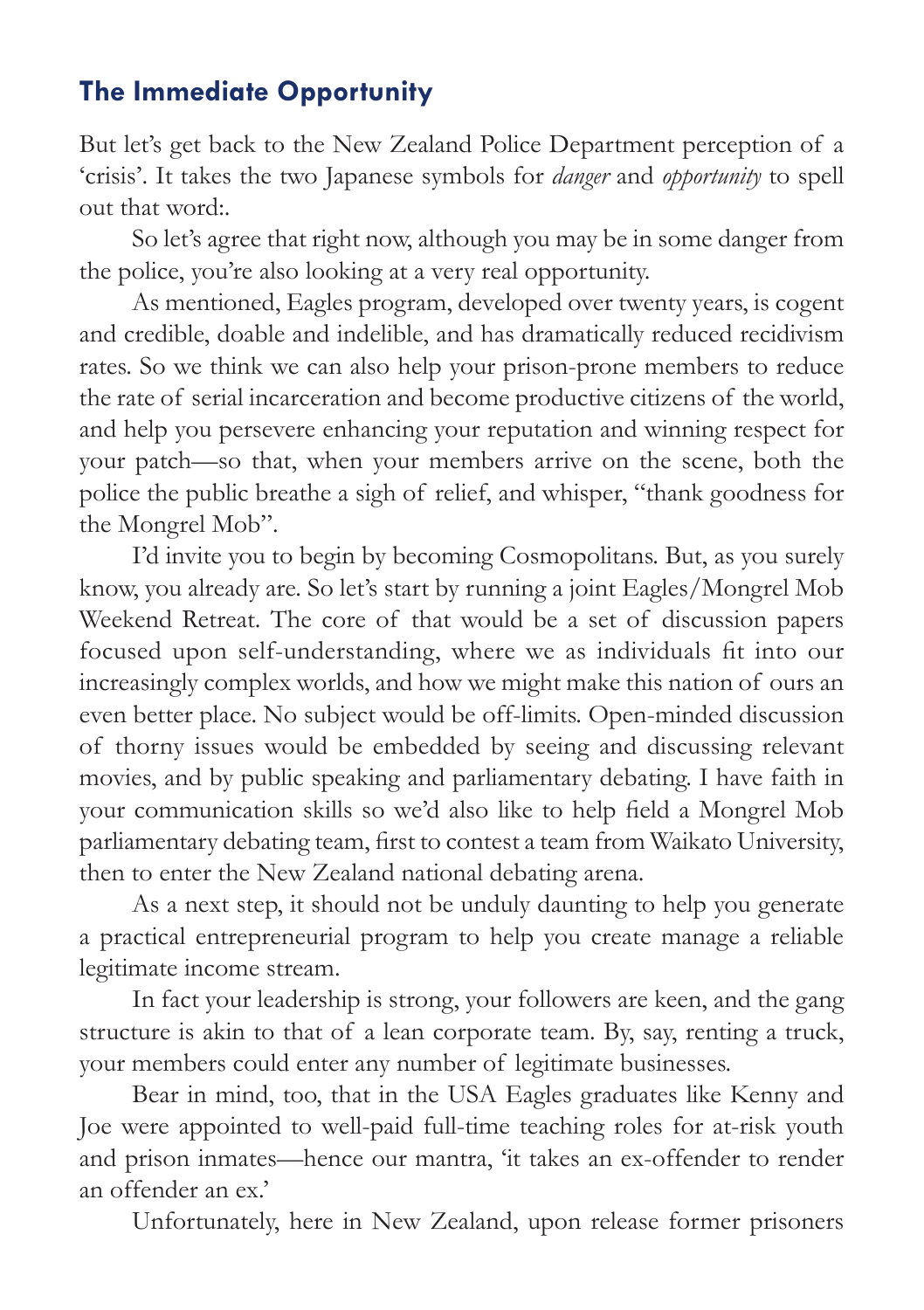## The Immediate Opportunity

But let's get back to the New Zealand Police Department perception of a 'crisis'. It takes the two Japanese symbols for *danger* and *opportunity* to spell out that word:.

So let's agree that right now, although you may be in some danger from the police, you're also looking at a very real opportunity.

As mentioned, Eagles program, developed over twenty years, is cogent and credible, doable and indelible, and has dramatically reduced recidivism rates. So we think we can also help your prison-prone members to reduce the rate of serial incarceration and become productive citizens of the world, and help you persevere enhancing your reputation and winning respect for your patch—so that, when your members arrive on the scene, both the police the public breathe a sigh of relief, and whisper, "thank goodness for the Mongrel Mob".

I'd invite you to begin by becoming Cosmopolitans. But, as you surely know, you already are. So let's start by running a joint Eagles/Mongrel Mob Weekend Retreat. The core of that would be a set of discussion papers focused upon self-understanding, where we as individuals fit into our increasingly complex worlds, and how we might make this nation of ours an even better place. No subject would be off-limits. Open-minded discussion of thorny issues would be embedded by seeing and discussing relevant movies, and by public speaking and parliamentary debating. I have faith in your communication skills so we'd also like to help field a Mongrel Mob parliamentary debating team, first to contest a team from Waikato University, then to enter the New Zealand national debating arena.

As a next step, it should not be unduly daunting to help you generate a practical entrepreneurial program to help you create manage a reliable legitimate income stream.

In fact your leadership is strong, your followers are keen, and the gang structure is akin to that of a lean corporate team. By, say, renting a truck, your members could enter any number of legitimate businesses.

Bear in mind, too, that in the USA Eagles graduates like Kenny and Joe were appointed to well-paid full-time teaching roles for at-risk youth and prison inmates—hence our mantra, 'it takes an ex-offender to render an offender an ex.'

Unfortunately, here in New Zealand, upon release former prisoners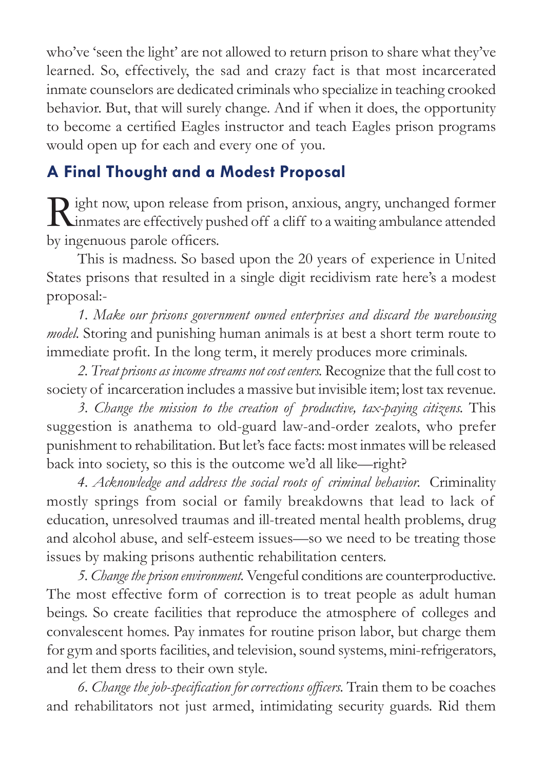who've 'seen the light' are not allowed to return prison to share what they've learned. So, effectively, the sad and crazy fact is that most incarcerated inmate counselors are dedicated criminals who specialize in teaching crooked behavior. But, that will surely change. And if when it does, the opportunity to become a certified Eagles instructor and teach Eagles prison programs would open up for each and every one of you.

## A Final Thought and a Modest Proposal

Right now, upon release from prison, anxious, angry, unchanged former inmates are effectively pushed off a cliff to a waiting ambulance attended by ingenuous parole officers.

This is madness. So based upon the 20 years of experience in United States prisons that resulted in a single digit recidivism rate here's a modest proposal:-

1. *Make our prisons government owned enterprises and discard the warehousing model.* Storing and punishing human animals is at best a short term route to immediate profit. In the long term, it merely produces more criminals.

2. *Treat prisons as income streams not cost centers.* Recognize that the full cost to society of incarceration includes a massive but invisible item; lost tax revenue.

3. *Change the mission to the creation of productive, tax-paying citizens.* This suggestion is anathema to old-guard law-and-order zealots, who prefer punishment to rehabilitation. But let's face facts: most inmates will be released back into society, so this is the outcome we'd all like—right?

4. *Acknowledge and address the social roots of criminal behavior.* Criminality mostly springs from social or family breakdowns that lead to lack of education, unresolved traumas and ill-treated mental health problems, drug and alcohol abuse, and self-esteem issues—so we need to be treating those issues by making prisons authentic rehabilitation centers.

5. *Change the prison environment.* Vengeful conditions are counterproductive. The most effective form of correction is to treat people as adult human beings. So create facilities that reproduce the atmosphere of colleges and convalescent homes. Pay inmates for routine prison labor, but charge them for gym and sports facilities, and television, sound systems, mini-refrigerators, and let them dress to their own style.

6. *Change the job-specification for corrections officers.* Train them to be coaches and rehabilitators not just armed, intimidating security guards. Rid them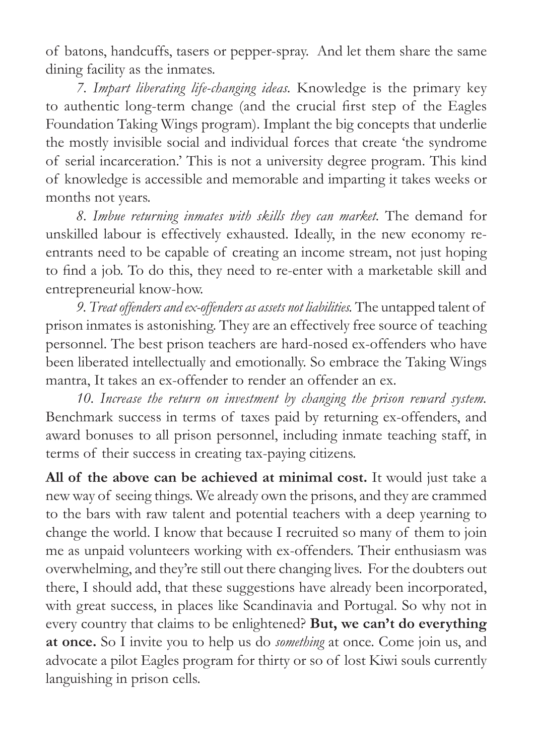of batons, handcuffs, tasers or pepper-spray. And let them share the same dining facility as the inmates.

*7. Impart liberating life-changing ideas.* Knowledge is the primary key to authentic long-term change (and the crucial first step of the Eagles Foundation Taking Wings program). Implant the big concepts that underlie the mostly invisible social and individual forces that create 'the syndrome of serial incarceration.' This is not a university degree program. This kind of knowledge is accessible and memorable and imparting it takes weeks or months not years.

*8. Imbue returning inmates with skills they can market.* The demand for unskilled labour is effectively exhausted. Ideally, in the new economy re-entrants need to be capable of creating an income stream, not just hoping to find a job. To do this, they need to re-enter with a marketable skill and entrepreneurial know-how.

*9. Treat offenders and ex-offenders as assets not liabilities.* The untapped talent of prison inmates is astonishing. They are an effectively free source of teaching personnel. The best prison teachers are hard-nosed ex-offenders who have been liberated intellectually and emotionally. So embrace the Taking Wings mantra, It takes an ex-offender to render an offender an ex.

*10. Increase the return on investment by changing the prison reward system.* Benchmark success in terms of taxes paid by returning ex-offenders, and award bonuses to all prison personnel, including inmate teaching staff, in terms of their success in creating tax-paying citizens.

**All of the above can be achieved at minimal cost.** It would just take a new way of seeing things. We already own the prisons, and they are crammed to the bars with raw talent and potential teachers with a deep yearning to change the world. I know that because I recruited so many of them to join me as unpaid volunteers working with ex-offenders. Their enthusiasm was overwhelming, and they're still out there changing lives. For the doubters out there, I should add, that these suggestions have already been incorporated, with great success, in places like Scandinavia and Portugal. So why not in every country that claims to be enlightened? **But, we can't do everything at once.** So I invite you to help us do *something* at once. Come join us, and advocate a pilot Eagles program for thirty or so of lost Kiwi souls currently languishing in prison cells.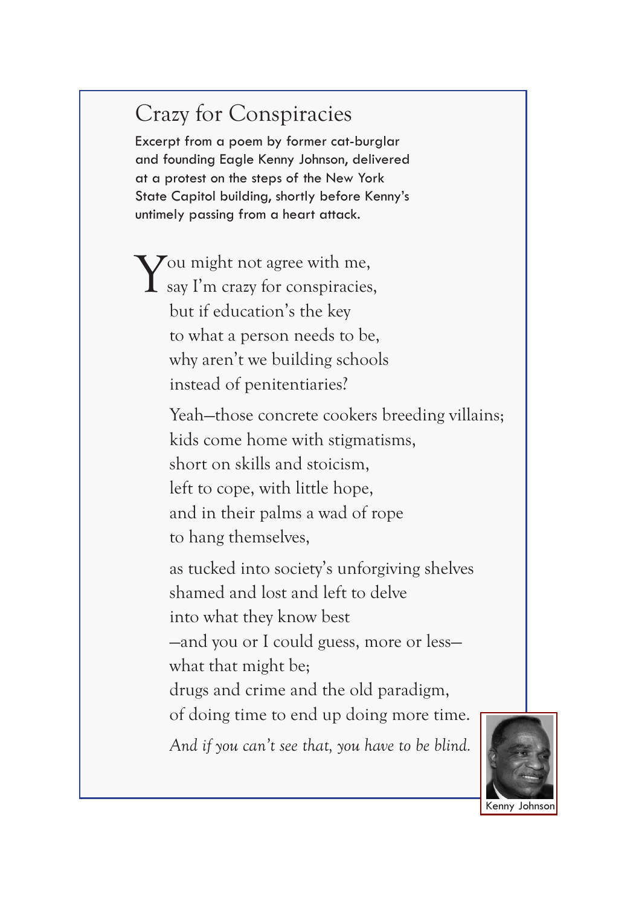## Crazy for Conspiracies

Excerpt from a poem by former cat-burglar and founding Eagle Kenny Johnson, delivered at a protest on the steps of the New York State Capitol building, shortly before Kenny's untimely passing from a heart attack.

You might not agree with me,
say I'm crazy for conspiracies,
but if education's the key
to what a person needs to be,
why aren't we building schools
instead of penitentiaries?

Yeah—those concrete cookers breeding villains;
kids come home with stigmatisms,
short on skills and stoicism,
left to cope, with little hope,
and in their palms a wad of rope
to hang themselves,

as tucked into society's unforgiving shelves
shamed and lost and left to delve
into what they know best
—and you or I could guess, more or less—
what that might be;
drugs and crime and the old paradigm,
of doing time to end up doing more time.

*And if you can't see that, you have to be blind.*

Kenny Johnson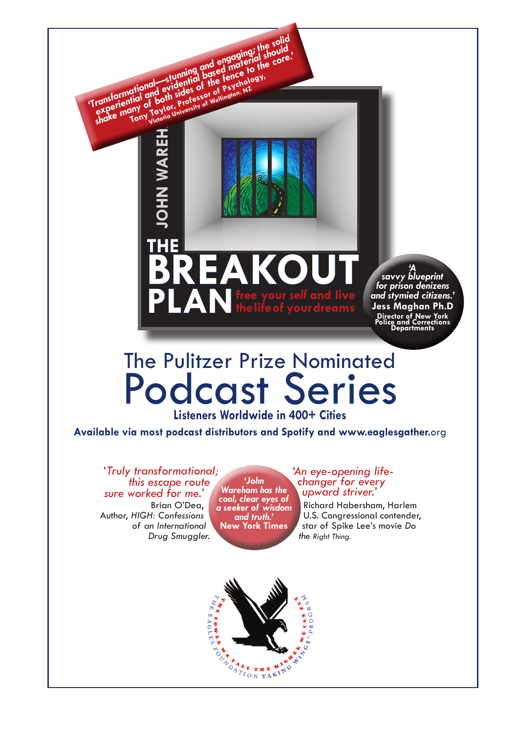'Transformational—stunning and engaging; the solid experiential and evidential based material should shake many of both sides of the fence to the core.'
Tony Taylor, Professor of Psychology, Victoria University of Wellington, NZ

JOHN WAREH

# THE BREAKOUT PLAN

free your *self* and live the life of your dreams

*'A savvy blueprint for prison denizens and stymied citizens.'*
**Jess Maghan Ph.D**
Director of New York Police and Corrections Departments

## The Pulitzer Prize Nominated
# Podcast Series

**Listeners Worldwide in 400+ Cities**

**Available via most podcast distributors and Spotify and www.eaglesgather.**org

*'Truly transformational; this escape route sure worked for me.'*
Brian O'Dea,
Author, *HIGH: Confessions of an International Drug Smuggler.*

*'John Wareham has the cool, clear eyes of a seeker of wisdom and truth.'*
**New York Times**

*'An eye-opening life-changer for every upward striver.'*
Richard Habersham, Harlem U.S. Congressional contender, star of Spike Lee's movie *Do the Right Thing.*

THE EAGLES FOUNDATION TAKING WINGS℠ PROGRAM
THE LOWER WE FALL THE HIGHER WE CAN FLY